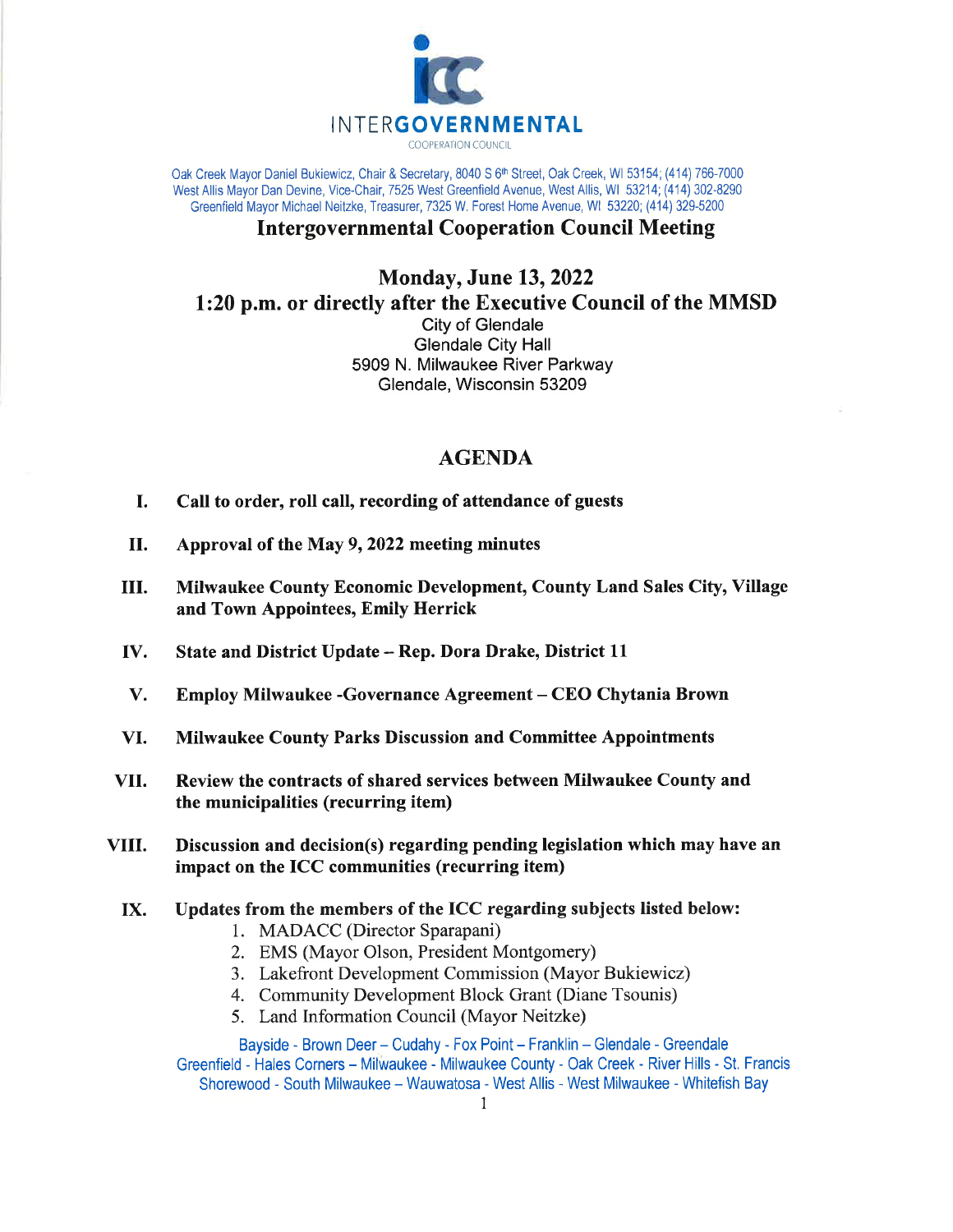INTER**GOVERNMENTAL**
COOPERATION COUNCIL

Oak Creek Mayor Daniel Bukiewicz, Chair & Secretary, 8040 S 6th Street, Oak Creek, WI 53154; (414) 766-7000
West Allis Mayor Dan Devine, Vice-Chair, 7525 West Greenfield Avenue, West Allis, WI 53214; (414) 302-8290
Greenfield Mayor Michael Neitzke, Treasurer, 7325 W. Forest Home Avenue, WI 53220; (414) 329-5200

# Intergovernmental Cooperation Council Meeting

## Monday, June 13, 2022
## 1:20 p.m. or directly after the Executive Council of the MMSD

City of Glendale
Glendale City Hall
5909 N. Milwaukee River Parkway
Glendale, Wisconsin 53209

## AGENDA

I. **Call to order, roll call, recording of attendance of guests**

II. **Approval of the May 9, 2022 meeting minutes**

III. **Milwaukee County Economic Development, County Land Sales City, Village and Town Appointees, Emily Herrick**

IV. **State and District Update – Rep. Dora Drake, District 11**

V. **Employ Milwaukee -Governance Agreement – CEO Chytania Brown**

VI. **Milwaukee County Parks Discussion and Committee Appointments**

VII. **Review the contracts of shared services between Milwaukee County and the municipalities (recurring item)**

VIII. **Discussion and decision(s) regarding pending legislation which may have an impact on the ICC communities (recurring item)**

IX. **Updates from the members of the ICC regarding subjects listed below:**
   1. MADACC (Director Sparapani)
   2. EMS (Mayor Olson, President Montgomery)
   3. Lakefront Development Commission (Mayor Bukiewicz)
   4. Community Development Block Grant (Diane Tsounis)
   5. Land Information Council (Mayor Neitzke)

Bayside - Brown Deer – Cudahy - Fox Point – Franklin – Glendale - Greendale
Greenfield - Hales Corners – Milwaukee - Milwaukee County - Oak Creek - River Hills - St. Francis
Shorewood - South Milwaukee – Wauwatosa - West Allis - West Milwaukee - Whitefish Bay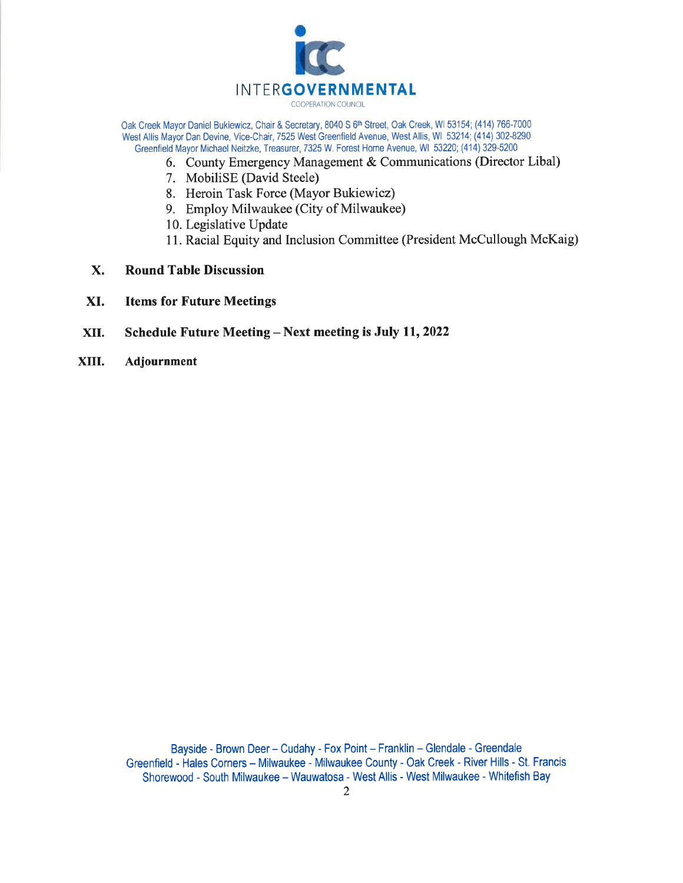INTERGOVERNMENTAL
COOPERATION COUNCIL

Oak Creek Mayor Daniel Bukiewicz, Chair & Secretary, 8040 S 6th Street, Oak Creek, WI 53154; (414) 766-7000
West Allis Mayor Dan Devine, Vice-Chair, 7525 West Greenfield Avenue, West Allis, WI 53214; (414) 302-8290
Greenfield Mayor Michael Neitzke, Treasurer, 7325 W. Forest Home Avenue, WI 53220; (414) 329-5200

6. County Emergency Management & Communications (Director Libal)
7. MobiliSE (David Steele)
8. Heroin Task Force (Mayor Bukiewicz)
9. Employ Milwaukee (City of Milwaukee)
10. Legislative Update
11. Racial Equity and Inclusion Committee (President McCullough McKaig)

**X. Round Table Discussion**

**XI. Items for Future Meetings**

**XII. Schedule Future Meeting – Next meeting is July 11, 2022**

**XIII. Adjournment**

Bayside - Brown Deer – Cudahy - Fox Point – Franklin – Glendale - Greendale
Greenfield - Hales Corners – Milwaukee - Milwaukee County - Oak Creek - River Hills - St. Francis
Shorewood - South Milwaukee – Wauwatosa - West Allis - West Milwaukee - Whitefish Bay